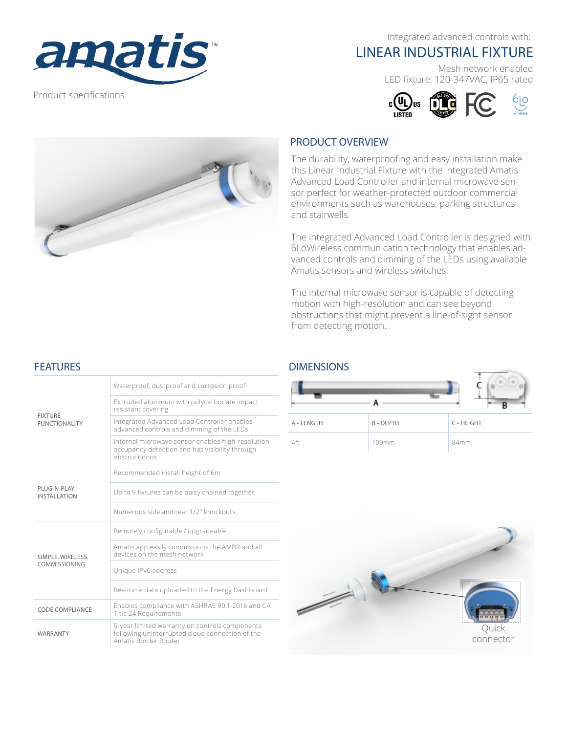amatis™

Product specifications

Integrated advanced controls with:

# LINEAR INDUSTRIAL FIXTURE

Mesh network enabled
LED fixture, 120-347VAC, IP65 rated

## PRODUCT OVERVIEW

The durability, waterproofing and easy installation make this Linear Industrial Fixture with the integrated Amatis Advanced Load Controller and internal microwave sensor perfect for weather-protected outdoor commercial environments such as warehouses, parking structures and stairwells.

The integrated Advanced Load Controller is designed with 6LoWireless communication technology that enables advanced controls and dimming of the LEDs using available Amatis sensors and wireless switches.

The internal microwave sensor is capable of detecting motion with high-resolution and can see beyond obstructions that might prevent a line-of-sight sensor from detecting motion.

## FEATURES

| | |
|---|---|
| FIXTURE FUNCTIONALITY | Waterproof, dustproof and corrosion proof |
| | Extruded aluminum with polycarbonate impact resistant covering |
| | Integrated Advanced Load Controller enables advanced controls and dimming of the LEDs |
| | Internal microwave sensor enables high-resolution occupancy detection and has visibility through obstructionos |
| PLUG-N-PLAY INSTALLATION | Recommended install height of 6m |
| | Up to 9 fixtures can be daisy chained together |
| | Numerous side and rear 1/2" knockouts |
| SIMPLE, WIRELESS COMMISSIONING | Remotely configurable / upgradeable |
| | Amatis app easily commissions the AMBR and all devices on the mesh network |
| | Unique IPv6 address |
| | Real-time data uploaded to the Energy Dashboard |
| CODE COMPLIANCE | Enables compliance with ASHRAE 90.1-2016 and CA Title 24 Requirements |
| WARRANTY | 5-year limited warranty on controls components following uninterrupted cloud connection of the Amatis Border Router |

## DIMENSIONS

| A - LENGTH | B - DEPTH | C - HEIGHT |
|---|---|---|
| 4ft | 109mm | 84mm |

Quick connector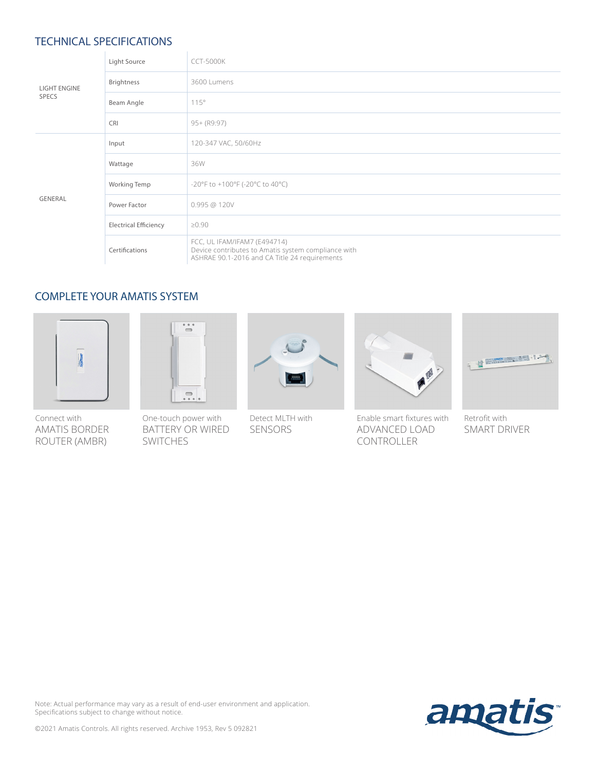## TECHNICAL SPECIFICATIONS

| | | |
|---|---|---|
| LIGHT ENGINE SPECS | Light Source | CCT-5000K |
| | Brightness | 3600 Lumens |
| | Beam Angle | 115° |
| | CRI | 95+ (R9:97) |
| GENERAL | Input | 120-347 VAC, 50/60Hz |
| | Wattage | 36W |
| | Working Temp | -20°F to +100°F (-20°C to 40°C) |
| | Power Factor | 0.995 @ 120V |
| | Electrical Efficiency | ≥0.90 |
| | Certifications | FCC, UL IFAM/IFAM7 (E494714)<br>Device contributes to Amatis system compliance with ASHRAE 90.1-2016 and CA Title 24 requirements |

## COMPLETE YOUR AMATIS SYSTEM

Connect with
AMATIS BORDER ROUTER (AMBR)

One-touch power with
BATTERY OR WIRED SWITCHES

Detect MLTH with
SENSORS

Enable smart fixtures with
ADVANCED LOAD CONTROLLER

Retrofit with
SMART DRIVER

Note: Actual performance may vary as a result of end-user environment and application.
Specifications subject to change without notice.

©2021 Amatis Controls. All rights reserved. Archive 1953, Rev 5 092821

amatis™